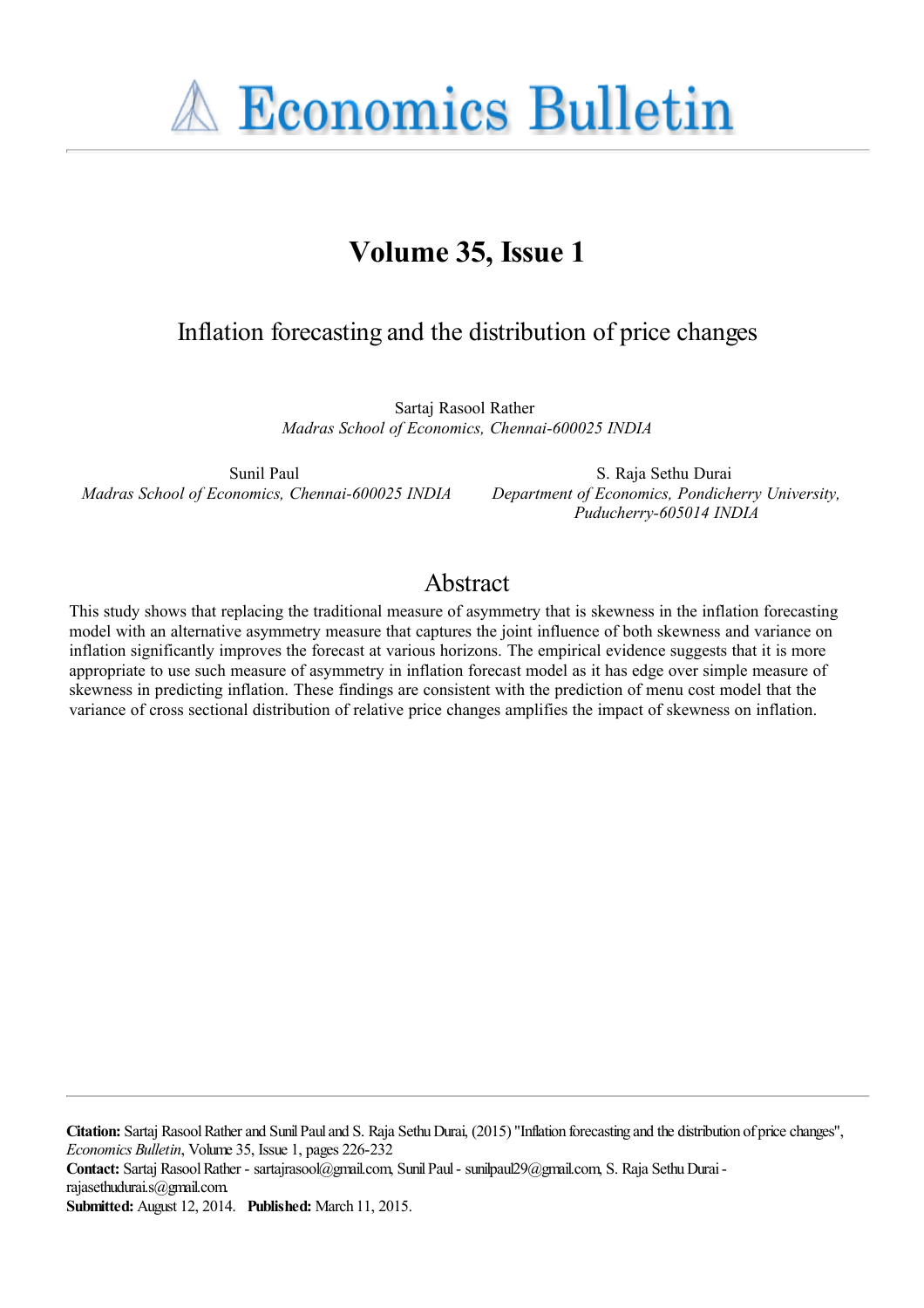# Economics Bulletin

## Volume 35, Issue 1

## Inflation forecasting and the distribution of price changes

Sartaj Rasool Rather
*Madras School of Economics, Chennai-600025 INDIA*

Sunil Paul
*Madras School of Economics, Chennai-600025 INDIA*

S. Raja Sethu Durai
*Department of Economics, Pondicherry University, Puducherry-605014 INDIA*

## Abstract

This study shows that replacing the traditional measure of asymmetry that is skewness in the inflation forecasting model with an alternative asymmetry measure that captures the joint influence of both skewness and variance on inflation significantly improves the forecast at various horizons. The empirical evidence suggests that it is more appropriate to use such measure of asymmetry in inflation forecast model as it has edge over simple measure of skewness in predicting inflation. These findings are consistent with the prediction of menu cost model that the variance of cross sectional distribution of relative price changes amplifies the impact of skewness on inflation.

**Citation:** Sartaj Rasool Rather and Sunil Paul and S. Raja Sethu Durai, (2015) ''Inflation forecasting and the distribution of price changes'', *Economics Bulletin*, Volume 35, Issue 1, pages 226-232

**Contact:** Sartaj Rasool Rather - sartajrasool@gmail.com, Sunil Paul - sunilpaul29@gmail.com, S. Raja Sethu Durai - rajasethudurai.s@gmail.com.

**Submitted:** August 12, 2014. **Published:** March 11, 2015.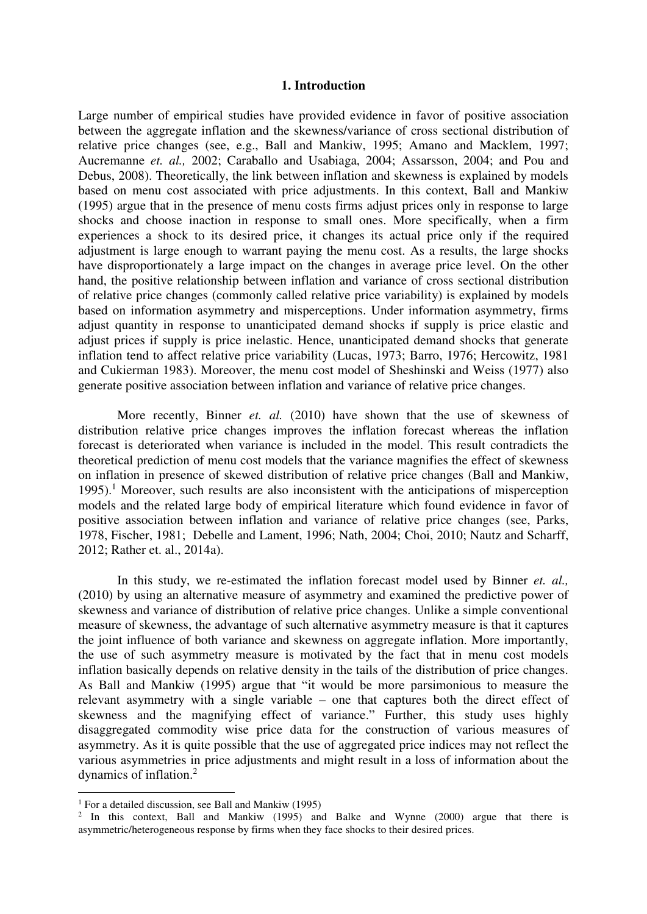## 1. Introduction

Large number of empirical studies have provided evidence in favor of positive association between the aggregate inflation and the skewness/variance of cross sectional distribution of relative price changes (see, e.g., Ball and Mankiw, 1995; Amano and Macklem, 1997; Aucremanne *et. al.,* 2002; Caraballo and Usabiaga, 2004; Assarsson, 2004; and Pou and Debus, 2008). Theoretically, the link between inflation and skewness is explained by models based on menu cost associated with price adjustments. In this context, Ball and Mankiw (1995) argue that in the presence of menu costs firms adjust prices only in response to large shocks and choose inaction in response to small ones. More specifically, when a firm experiences a shock to its desired price, it changes its actual price only if the required adjustment is large enough to warrant paying the menu cost. As a results, the large shocks have disproportionately a large impact on the changes in average price level. On the other hand, the positive relationship between inflation and variance of cross sectional distribution of relative price changes (commonly called relative price variability) is explained by models based on information asymmetry and misperceptions. Under information asymmetry, firms adjust quantity in response to unanticipated demand shocks if supply is price elastic and adjust prices if supply is price inelastic. Hence, unanticipated demand shocks that generate inflation tend to affect relative price variability (Lucas, 1973; Barro, 1976; Hercowitz, 1981 and Cukierman 1983). Moreover, the menu cost model of Sheshinski and Weiss (1977) also generate positive association between inflation and variance of relative price changes.

More recently, Binner *et. al.* (2010) have shown that the use of skewness of distribution relative price changes improves the inflation forecast whereas the inflation forecast is deteriorated when variance is included in the model. This result contradicts the theoretical prediction of menu cost models that the variance magnifies the effect of skewness on inflation in presence of skewed distribution of relative price changes (Ball and Mankiw, 1995).[1] Moreover, such results are also inconsistent with the anticipations of misperception models and the related large body of empirical literature which found evidence in favor of positive association between inflation and variance of relative price changes (see, Parks, 1978, Fischer, 1981; Debelle and Lament, 1996; Nath, 2004; Choi, 2010; Nautz and Scharff, 2012; Rather et. al., 2014a).

In this study, we re-estimated the inflation forecast model used by Binner *et. al.,* (2010) by using an alternative measure of asymmetry and examined the predictive power of skewness and variance of distribution of relative price changes. Unlike a simple conventional measure of skewness, the advantage of such alternative asymmetry measure is that it captures the joint influence of both variance and skewness on aggregate inflation. More importantly, the use of such asymmetry measure is motivated by the fact that in menu cost models inflation basically depends on relative density in the tails of the distribution of price changes. As Ball and Mankiw (1995) argue that "it would be more parsimonious to measure the relevant asymmetry with a single variable – one that captures both the direct effect of skewness and the magnifying effect of variance." Further, this study uses highly disaggregated commodity wise price data for the construction of various measures of asymmetry. As it is quite possible that the use of aggregated price indices may not reflect the various asymmetries in price adjustments and might result in a loss of information about the dynamics of inflation.[2]

---

[1] For a detailed discussion, see Ball and Mankiw (1995)

[2] In this context, Ball and Mankiw (1995) and Balke and Wynne (2000) argue that there is asymmetric/heterogeneous response by firms when they face shocks to their desired prices.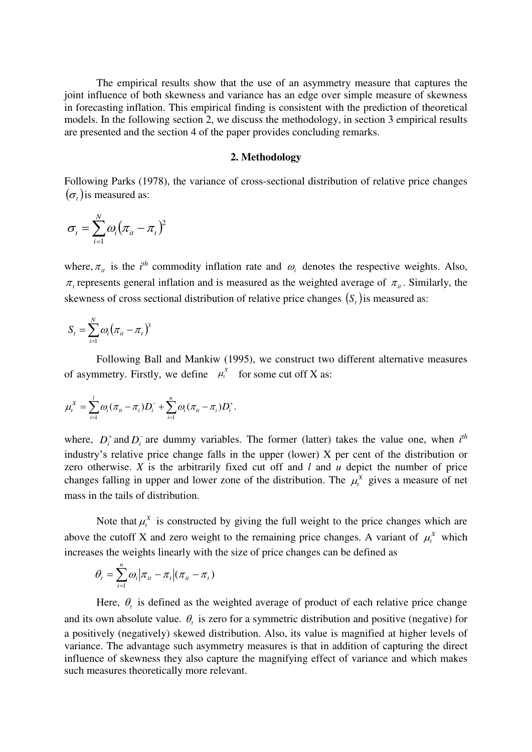The empirical results show that the use of an asymmetry measure that captures the joint influence of both skewness and variance has an edge over simple measure of skewness in forecasting inflation. This empirical finding is consistent with the prediction of theoretical models. In the following section 2, we discuss the methodology, in section 3 empirical results are presented and the section 4 of the paper provides concluding remarks.

## 2. Methodology

Following Parks (1978), the variance of cross-sectional distribution of relative price changes $(\sigma_t)$ is measured as:

$$\sigma_t = \sum_{i=1}^{N} \omega_i \left(\pi_{it} - \pi_t\right)^2$$

where, $\pi_{it}$ is the $i^{th}$ commodity inflation rate and $\omega_i$ denotes the respective weights. Also, $\pi_t$ represents general inflation and is measured as the weighted average of $\pi_{it}$. Similarly, the skewness of cross sectional distribution of relative price changes $(S_t)$ is measured as:

$$S_t = \sum_{i=1}^{N} \omega_i \left(\pi_{it} - \pi_t\right)^3$$

Following Ball and Mankiw (1995), we construct two different alternative measures of asymmetry. Firstly, we define $\mu_t^X$ for some cut off X as:

$$\mu_t^X = \sum_{i=1}^{l} \omega_i (\pi_{it} - \pi_i) D_i^- + \sum_{i=1}^{u} \omega_i (\pi_{it} - \pi_i) D_i^+ .$$

where, $D_i^+$ and $D_i^-$ are dummy variables. The former (latter) takes the value one, when $i^{th}$ industry's relative price change falls in the upper (lower) X per cent of the distribution or zero otherwise. *X* is the arbitrarily fixed cut off and *l* and *u* depict the number of price changes falling in upper and lower zone of the distribution. The $\mu_t^X$ gives a measure of net mass in the tails of distribution.

Note that $\mu_t^X$ is constructed by giving the full weight to the price changes which are above the cutoff X and zero weight to the remaining price changes. A variant of $\mu_t^X$ which increases the weights linearly with the size of price changes can be defined as

$$\theta_t = \sum_{i=1}^{n} \omega_i \left|\pi_{it} - \pi_t\right| (\pi_{it} - \pi_t)$$

Here, $\theta_t$ is defined as the weighted average of product of each relative price change and its own absolute value. $\theta_t$ is zero for a symmetric distribution and positive (negative) for a positively (negatively) skewed distribution. Also, its value is magnified at higher levels of variance. The advantage such asymmetry measures is that in addition of capturing the direct influence of skewness they also capture the magnifying effect of variance and which makes such measures theoretically more relevant.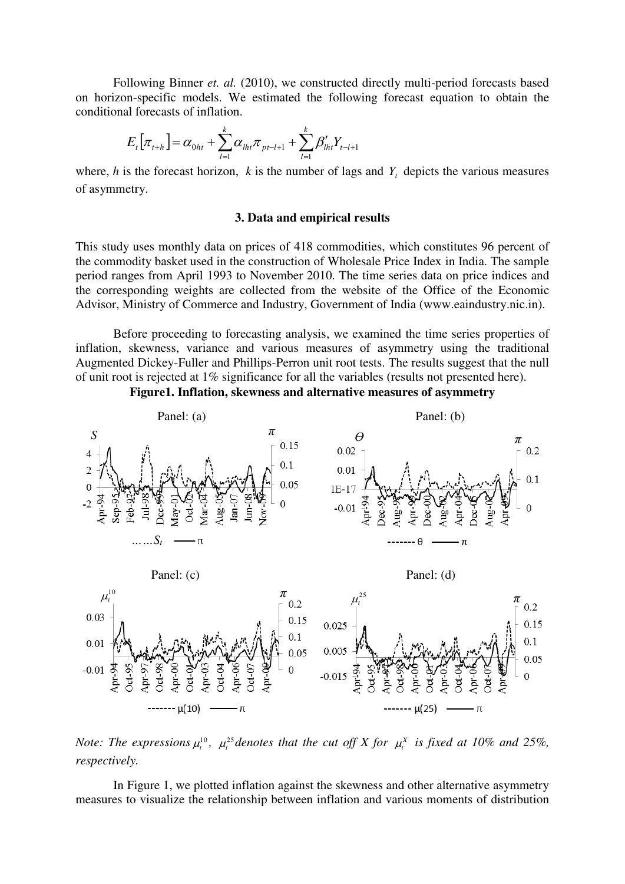Following Binner *et. al.* (2010), we constructed directly multi-period forecasts based on horizon-specific models. We estimated the following forecast equation to obtain the conditional forecasts of inflation.

$$E_t\left[\pi_{t+h}\right] = \alpha_{0ht} + \sum_{l=1}^{k} \alpha_{lht}\pi_{pt-l+1} + \sum_{l=1}^{k} \beta'_{lht} Y_{t-l+1}$$

where, $h$ is the forecast horizon, $k$ is the number of lags and $Y_t$ depicts the various measures of asymmetry.

## 3. Data and empirical results

This study uses monthly data on prices of 418 commodities, which constitutes 96 percent of the commodity basket used in the construction of Wholesale Price Index in India. The sample period ranges from April 1993 to November 2010. The time series data on price indices and the corresponding weights are collected from the website of the Office of the Economic Advisor, Ministry of Commerce and Industry, Government of India (www.eaindustry.nic.in).

Before proceeding to forecasting analysis, we examined the time series properties of inflation, skewness, variance and various measures of asymmetry using the traditional Augmented Dickey-Fuller and Phillips-Perron unit root tests. The results suggest that the null of unit root is rejected at 1% significance for all the variables (results not presented here).

**Figure1. Inflation, skewness and alternative measures of asymmetry**

*Note: The expressions* $\mu_t^{10}$, $\mu_t^{25}$ *denotes that the cut off X for* $\mu_t^{X}$ *is fixed at 10% and 25%, respectively.*

In Figure 1, we plotted inflation against the skewness and other alternative asymmetry measures to visualize the relationship between inflation and various moments of distribution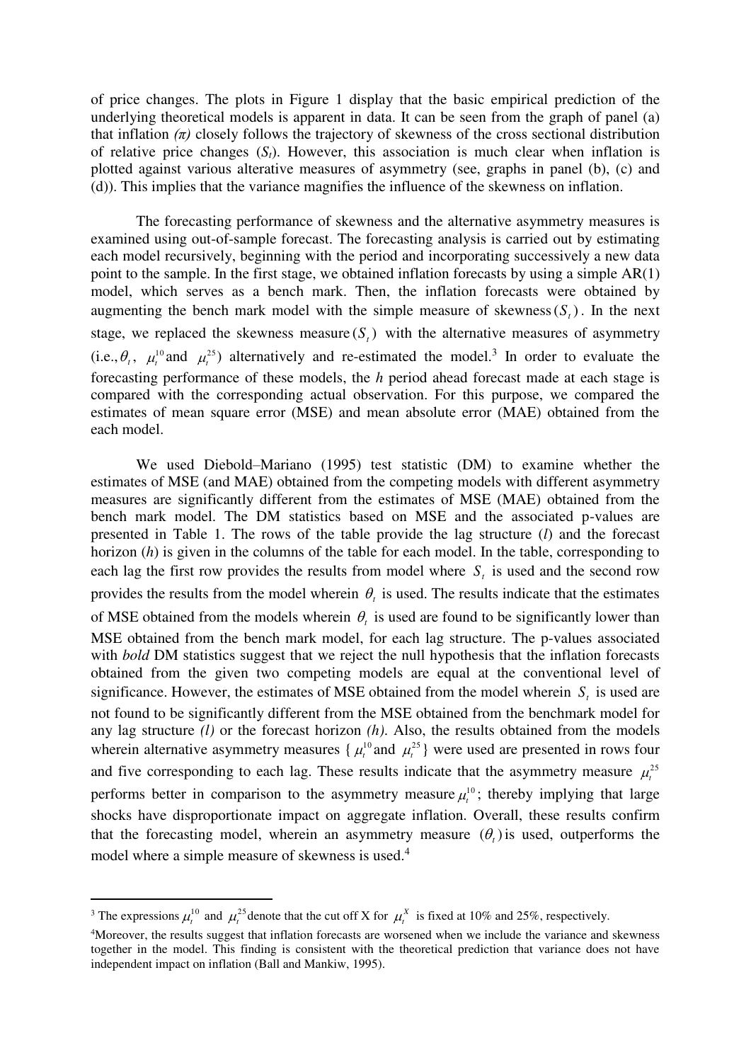of price changes. The plots in Figure 1 display that the basic empirical prediction of the underlying theoretical models is apparent in data. It can be seen from the graph of panel (a) that inflation *(π)* closely follows the trajectory of skewness of the cross sectional distribution of relative price changes ($S_t$). However, this association is much clear when inflation is plotted against various alterative measures of asymmetry (see, graphs in panel (b), (c) and (d)). This implies that the variance magnifies the influence of the skewness on inflation.

The forecasting performance of skewness and the alternative asymmetry measures is examined using out-of-sample forecast. The forecasting analysis is carried out by estimating each model recursively, beginning with the period and incorporating successively a new data point to the sample. In the first stage, we obtained inflation forecasts by using a simple AR(1) model, which serves as a bench mark. Then, the inflation forecasts were obtained by augmenting the bench mark model with the simple measure of skewness $(S_t)$. In the next stage, we replaced the skewness measure $(S_t)$ with the alternative measures of asymmetry (i.e., $\theta_t$, $\mu_t^{10}$ and $\mu_t^{25}$) alternatively and re-estimated the model.[3] In order to evaluate the forecasting performance of these models, the *h* period ahead forecast made at each stage is compared with the corresponding actual observation. For this purpose, we compared the estimates of mean square error (MSE) and mean absolute error (MAE) obtained from the each model.

We used Diebold–Mariano (1995) test statistic (DM) to examine whether the estimates of MSE (and MAE) obtained from the competing models with different asymmetry measures are significantly different from the estimates of MSE (MAE) obtained from the bench mark model. The DM statistics based on MSE and the associated p-values are presented in Table 1. The rows of the table provide the lag structure (*l*) and the forecast horizon (*h*) is given in the columns of the table for each model. In the table, corresponding to each lag the first row provides the results from model where $S_t$ is used and the second row provides the results from the model wherein $\theta_t$ is used. The results indicate that the estimates of MSE obtained from the models wherein $\theta_t$ is used are found to be significantly lower than MSE obtained from the bench mark model, for each lag structure. The p-values associated with *bold* DM statistics suggest that we reject the null hypothesis that the inflation forecasts obtained from the given two competing models are equal at the conventional level of significance. However, the estimates of MSE obtained from the model wherein $S_t$ is used are not found to be significantly different from the MSE obtained from the benchmark model for any lag structure *(l)* or the forecast horizon *(h)*. Also, the results obtained from the models wherein alternative asymmetry measures {$\mu_t^{10}$ and $\mu_t^{25}$} were used are presented in rows four and five corresponding to each lag. These results indicate that the asymmetry measure $\mu_t^{25}$ performs better in comparison to the asymmetry measure $\mu_t^{10}$; thereby implying that large shocks have disproportionate impact on aggregate inflation. Overall, these results confirm that the forecasting model, wherein an asymmetry measure $(\theta_t)$ is used, outperforms the model where a simple measure of skewness is used.[4]

---

[3] The expressions $\mu_t^{10}$ and $\mu_t^{25}$ denote that the cut off X for $\mu_t^X$ is fixed at 10% and 25%, respectively.

[4] Moreover, the results suggest that inflation forecasts are worsened when we include the variance and skewness together in the model. This finding is consistent with the theoretical prediction that variance does not have independent impact on inflation (Ball and Mankiw, 1995).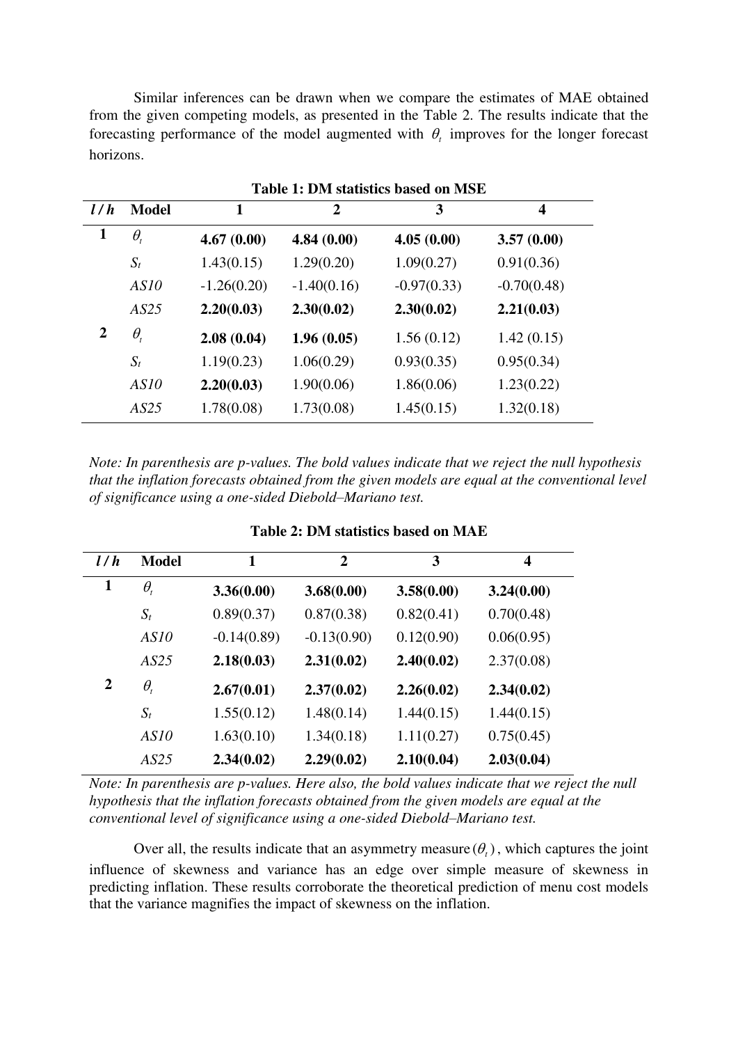Similar inferences can be drawn when we compare the estimates of MAE obtained from the given competing models, as presented in the Table 2. The results indicate that the forecasting performance of the model augmented with $\theta_t$ improves for the longer forecast horizons.

**Table 1: DM statistics based on MSE**

| $l/h$ | Model | 1 | 2 | 3 | 4 |
|---|---|---|---|---|---|
| **1** | $\theta_t$ | **4.67 (0.00)** | **4.84 (0.00)** | **4.05 (0.00)** | **3.57 (0.00)** |
| | $S_t$ | 1.43(0.15) | 1.29(0.20) | 1.09(0.27) | 0.91(0.36) |
| | *AS10* | -1.26(0.20) | -1.40(0.16) | -0.97(0.33) | -0.70(0.48) |
| | *AS25* | **2.20(0.03)** | **2.30(0.02)** | **2.30(0.02)** | **2.21(0.03)** |
| **2** | $\theta_t$ | **2.08 (0.04)** | **1.96 (0.05)** | 1.56 (0.12) | 1.42 (0.15) |
| | $S_t$ | 1.19(0.23) | 1.06(0.29) | 0.93(0.35) | 0.95(0.34) |
| | *AS10* | **2.20(0.03)** | 1.90(0.06) | 1.86(0.06) | 1.23(0.22) |
| | *AS25* | 1.78(0.08) | 1.73(0.08) | 1.45(0.15) | 1.32(0.18) |

*Note: In parenthesis are p-values. The bold values indicate that we reject the null hypothesis that the inflation forecasts obtained from the given models are equal at the conventional level of significance using a one-sided Diebold–Mariano test.*

**Table 2: DM statistics based on MAE**

| $l/h$ | Model | 1 | 2 | 3 | 4 |
|---|---|---|---|---|---|
| **1** | $\theta_t$ | **3.36(0.00)** | **3.68(0.00)** | **3.58(0.00)** | **3.24(0.00)** |
| | $S_t$ | 0.89(0.37) | 0.87(0.38) | 0.82(0.41) | 0.70(0.48) |
| | *AS10* | -0.14(0.89) | -0.13(0.90) | 0.12(0.90) | 0.06(0.95) |
| | *AS25* | **2.18(0.03)** | **2.31(0.02)** | **2.40(0.02)** | 2.37(0.08) |
| **2** | $\theta_t$ | **2.67(0.01)** | **2.37(0.02)** | **2.26(0.02)** | **2.34(0.02)** |
| | $S_t$ | 1.55(0.12) | 1.48(0.14) | 1.44(0.15) | 1.44(0.15) |
| | *AS10* | 1.63(0.10) | 1.34(0.18) | 1.11(0.27) | 0.75(0.45) |
| | *AS25* | **2.34(0.02)** | **2.29(0.02)** | **2.10(0.04)** | **2.03(0.04)** |

*Note: In parenthesis are p-values. Here also, the bold values indicate that we reject the null hypothesis that the inflation forecasts obtained from the given models are equal at the conventional level of significance using a one-sided Diebold–Mariano test.*

Over all, the results indicate that an asymmetry measure $(\theta_t)$, which captures the joint influence of skewness and variance has an edge over simple measure of skewness in predicting inflation. These results corroborate the theoretical prediction of menu cost models that the variance magnifies the impact of skewness on the inflation.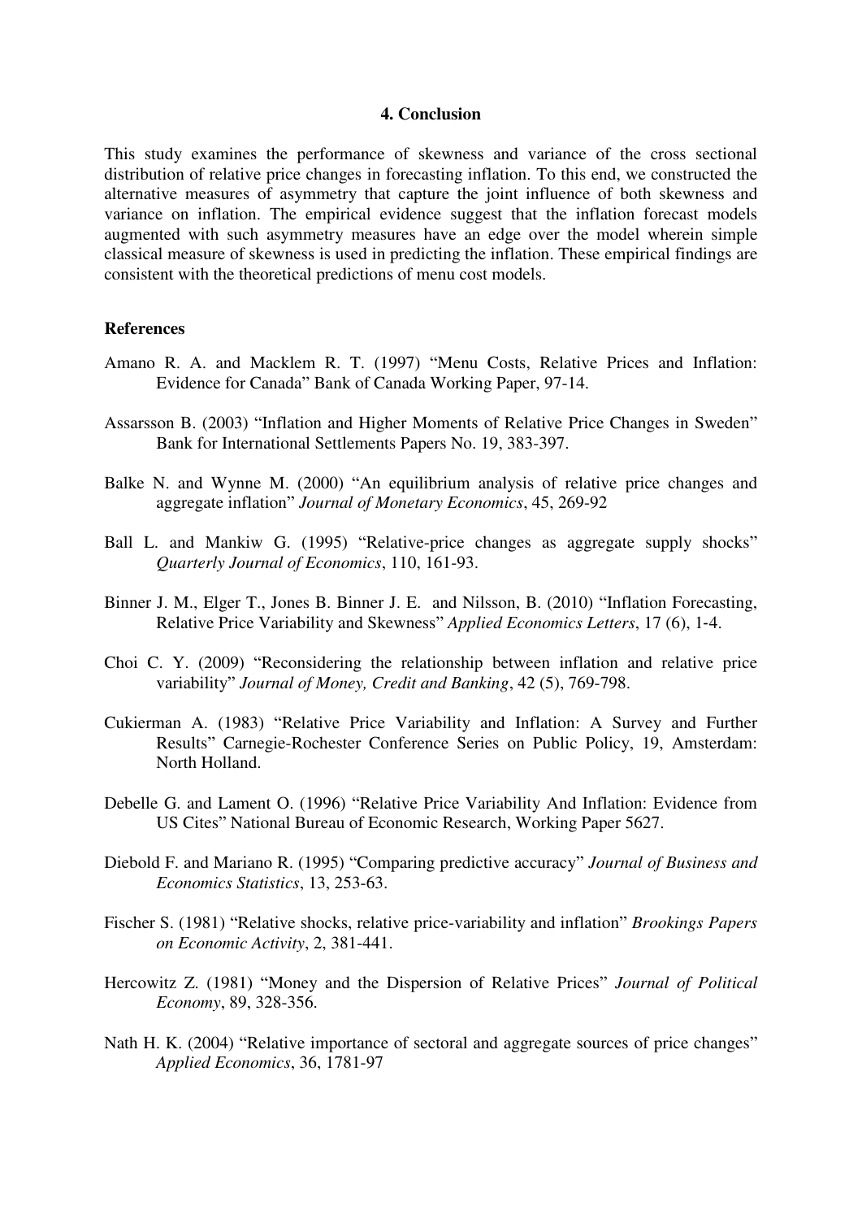## 4. Conclusion

This study examines the performance of skewness and variance of the cross sectional distribution of relative price changes in forecasting inflation. To this end, we constructed the alternative measures of asymmetry that capture the joint influence of both skewness and variance on inflation. The empirical evidence suggest that the inflation forecast models augmented with such asymmetry measures have an edge over the model wherein simple classical measure of skewness is used in predicting the inflation. These empirical findings are consistent with the theoretical predictions of menu cost models.

**References**

Amano R. A. and Macklem R. T. (1997) "Menu Costs, Relative Prices and Inflation: Evidence for Canada" Bank of Canada Working Paper, 97-14.

Assarsson B. (2003) "Inflation and Higher Moments of Relative Price Changes in Sweden" Bank for International Settlements Papers No. 19, 383-397.

Balke N. and Wynne M. (2000) "An equilibrium analysis of relative price changes and aggregate inflation" *Journal of Monetary Economics*, 45, 269-92

Ball L. and Mankiw G. (1995) "Relative-price changes as aggregate supply shocks" *Quarterly Journal of Economics*, 110, 161-93.

Binner J. M., Elger T., Jones B. Binner J. E. and Nilsson, B. (2010) "Inflation Forecasting, Relative Price Variability and Skewness" *Applied Economics Letters*, 17 (6), 1-4.

Choi C. Y. (2009) "Reconsidering the relationship between inflation and relative price variability" *Journal of Money, Credit and Banking*, 42 (5), 769-798.

Cukierman A. (1983) "Relative Price Variability and Inflation: A Survey and Further Results" Carnegie-Rochester Conference Series on Public Policy, 19, Amsterdam: North Holland.

Debelle G. and Lament O. (1996) "Relative Price Variability And Inflation: Evidence from US Cites" National Bureau of Economic Research, Working Paper 5627.

Diebold F. and Mariano R. (1995) "Comparing predictive accuracy" *Journal of Business and Economics Statistics*, 13, 253-63.

Fischer S. (1981) "Relative shocks, relative price-variability and inflation" *Brookings Papers on Economic Activity*, 2, 381-441.

Hercowitz Z. (1981) "Money and the Dispersion of Relative Prices" *Journal of Political Economy*, 89, 328-356.

Nath H. K. (2004) "Relative importance of sectoral and aggregate sources of price changes" *Applied Economics*, 36, 1781-97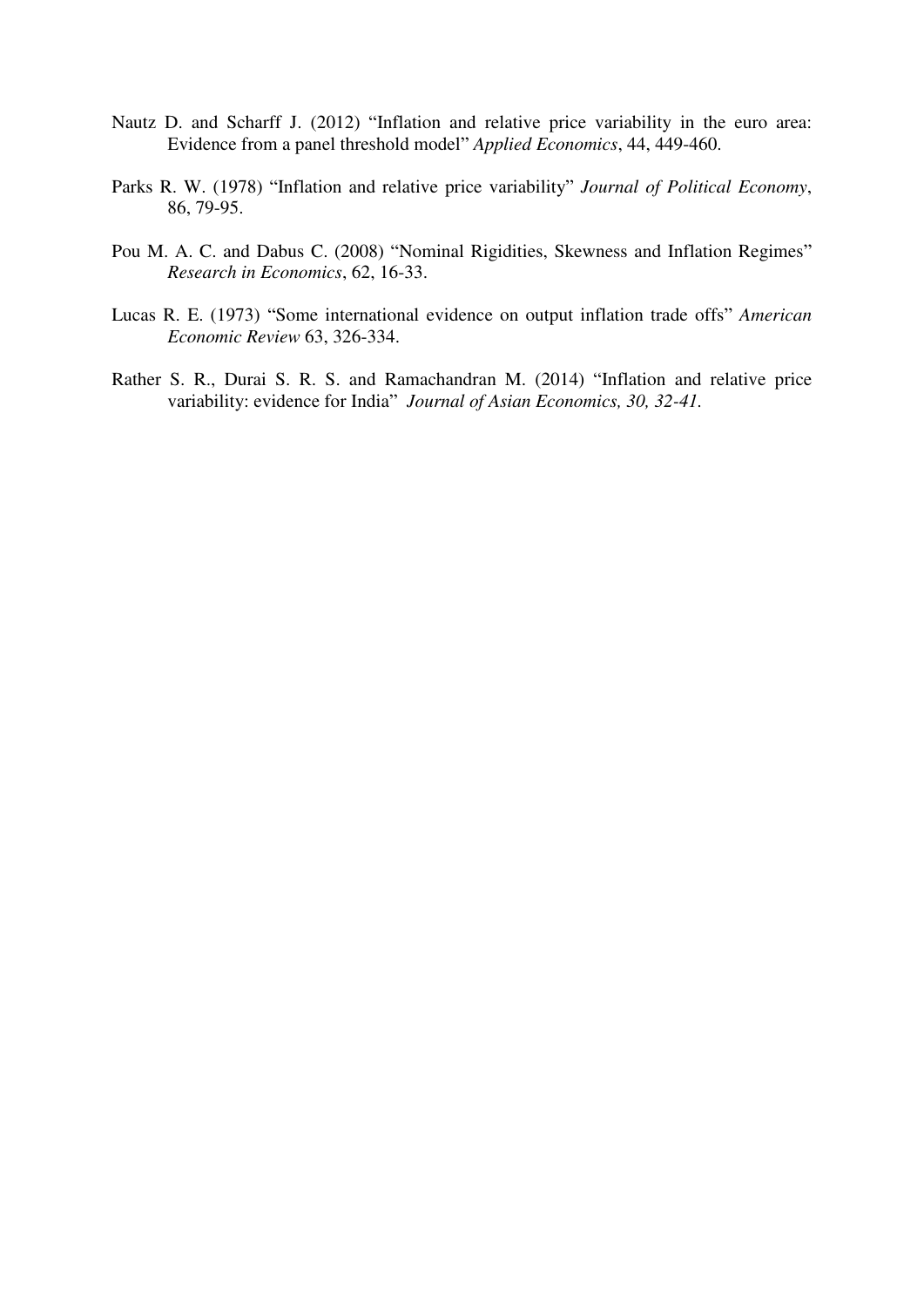Nautz D. and Scharff J. (2012) "Inflation and relative price variability in the euro area: Evidence from a panel threshold model" *Applied Economics*, 44, 449-460.

Parks R. W. (1978) "Inflation and relative price variability" *Journal of Political Economy*, 86, 79-95.

Pou M. A. C. and Dabus C. (2008) "Nominal Rigidities, Skewness and Inflation Regimes" *Research in Economics*, 62, 16-33.

Lucas R. E. (1973) "Some international evidence on output inflation trade offs" *American Economic Review* 63, 326-334.

Rather S. R., Durai S. R. S. and Ramachandran M. (2014) "Inflation and relative price variability: evidence for India" *Journal of Asian Economics, 30, 32-41.*